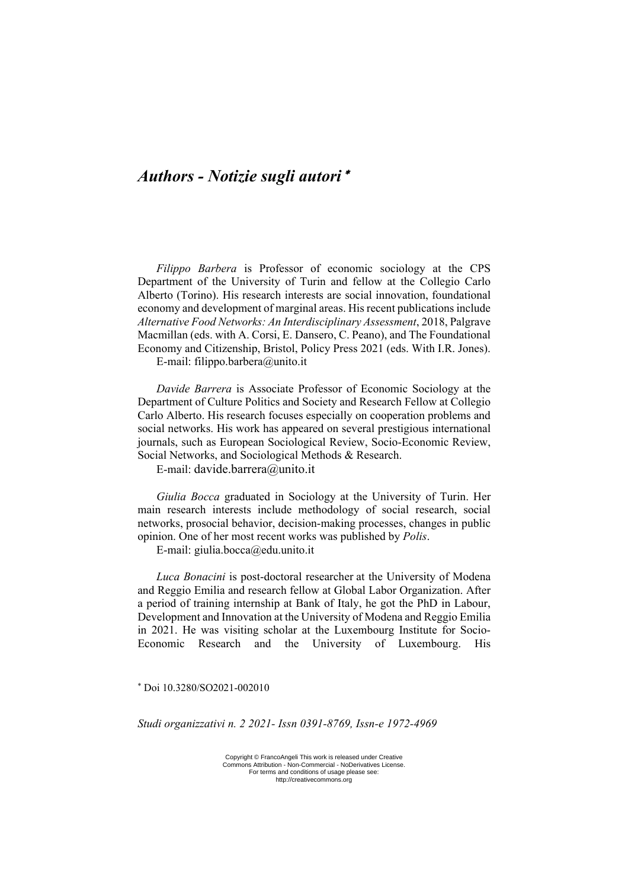# *Authors - Notizie sugli autori*[*]

*Filippo Barbera* is Professor of economic sociology at the CPS Department of the University of Turin and fellow at the Collegio Carlo Alberto (Torino). His research interests are social innovation, foundational economy and development of marginal areas. His recent publications include *Alternative Food Networks: An Interdisciplinary Assessment*, 2018, Palgrave Macmillan (eds. with A. Corsi, E. Dansero, C. Peano), and The Foundational Economy and Citizenship, Bristol, Policy Press 2021 (eds. With I.R. Jones).
E-mail: filippo.barbera@unito.it

*Davide Barrera* is Associate Professor of Economic Sociology at the Department of Culture Politics and Society and Research Fellow at Collegio Carlo Alberto. His research focuses especially on cooperation problems and social networks. His work has appeared on several prestigious international journals, such as European Sociological Review, Socio-Economic Review, Social Networks, and Sociological Methods & Research.
E-mail: davide.barrera@unito.it

*Giulia Bocca* graduated in Sociology at the University of Turin. Her main research interests include methodology of social research, social networks, prosocial behavior, decision-making processes, changes in public opinion. One of her most recent works was published by *Polis*.
E-mail: giulia.bocca@edu.unito.it

*Luca Bonacini* is post-doctoral researcher at the University of Modena and Reggio Emilia and research fellow at Global Labor Organization. After a period of training internship at Bank of Italy, he got the PhD in Labour, Development and Innovation at the University of Modena and Reggio Emilia in 2021. He was visiting scholar at the Luxembourg Institute for Socio-Economic Research and the University of Luxembourg. His

[*] Doi 10.3280/SO2021-002010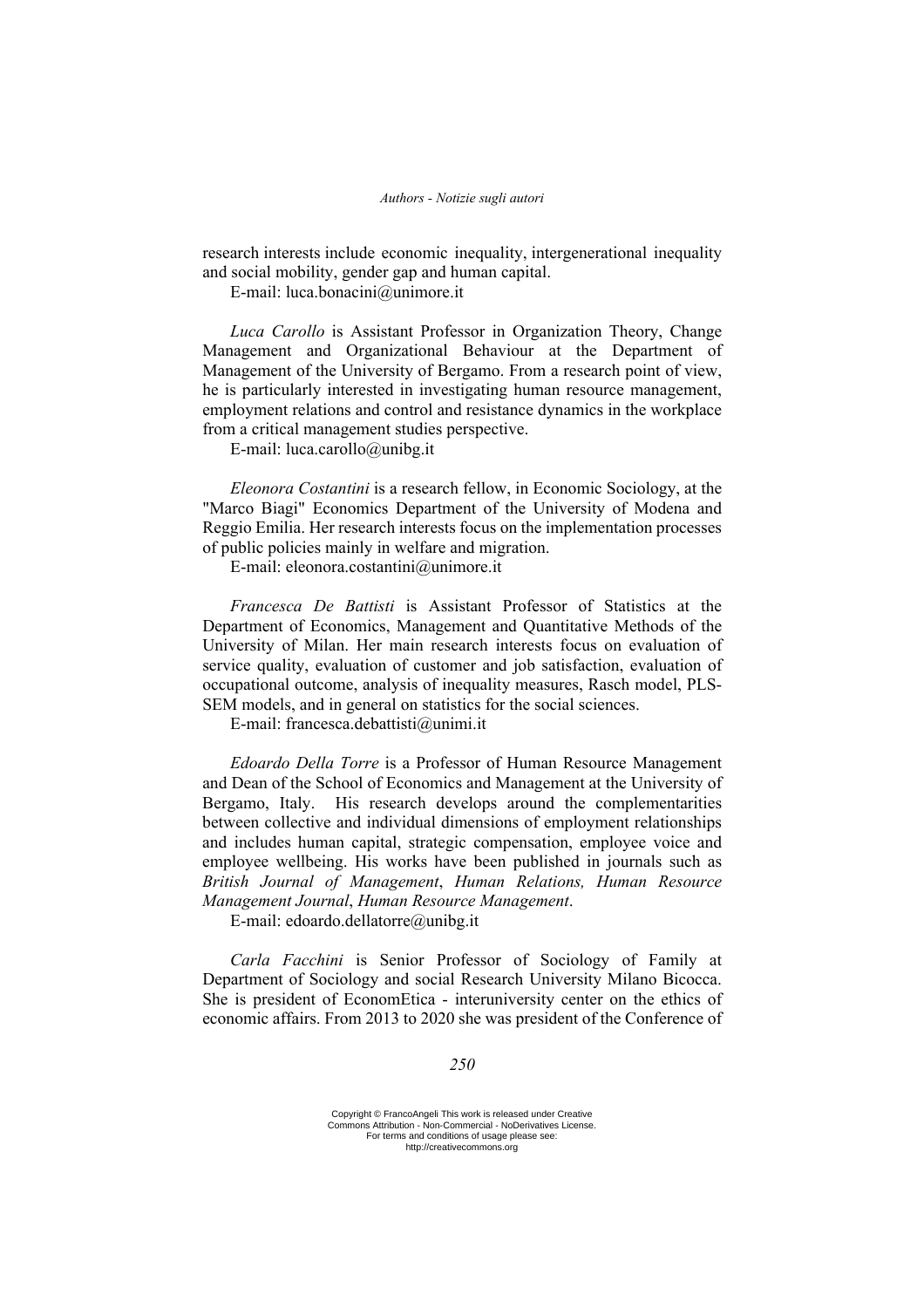research interests include economic inequality, intergenerational inequality and social mobility, gender gap and human capital.

E-mail: luca.bonacini@unimore.it

*Luca Carollo* is Assistant Professor in Organization Theory, Change Management and Organizational Behaviour at the Department of Management of the University of Bergamo. From a research point of view, he is particularly interested in investigating human resource management, employment relations and control and resistance dynamics in the workplace from a critical management studies perspective.

E-mail: luca.carollo@unibg.it

*Eleonora Costantini* is a research fellow, in Economic Sociology, at the "Marco Biagi" Economics Department of the University of Modena and Reggio Emilia. Her research interests focus on the implementation processes of public policies mainly in welfare and migration.

E-mail: eleonora.costantini@unimore.it

*Francesca De Battisti* is Assistant Professor of Statistics at the Department of Economics, Management and Quantitative Methods of the University of Milan. Her main research interests focus on evaluation of service quality, evaluation of customer and job satisfaction, evaluation of occupational outcome, analysis of inequality measures, Rasch model, PLS-SEM models, and in general on statistics for the social sciences.

E-mail: francesca.debattisti@unimi.it

*Edoardo Della Torre* is a Professor of Human Resource Management and Dean of the School of Economics and Management at the University of Bergamo, Italy. His research develops around the complementarities between collective and individual dimensions of employment relationships and includes human capital, strategic compensation, employee voice and employee wellbeing. His works have been published in journals such as *British Journal of Management*, *Human Relations, Human Resource Management Journal*, *Human Resource Management*.

E-mail: edoardo.dellatorre@unibg.it

*Carla Facchini* is Senior Professor of Sociology of Family at Department of Sociology and social Research University Milano Bicocca. She is president of EconomEtica - interuniversity center on the ethics of economic affairs. From 2013 to 2020 she was president of the Conference of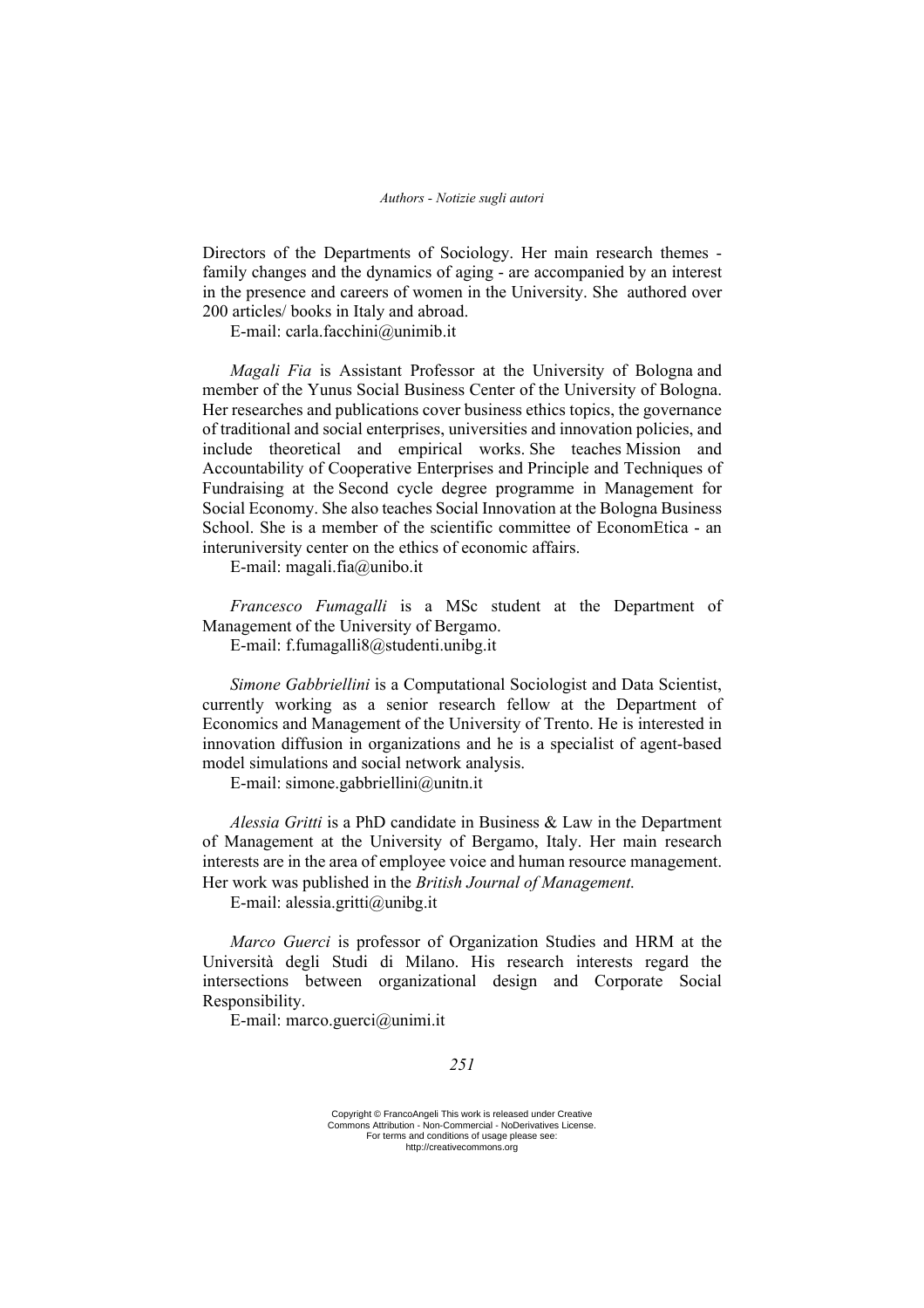Directors of the Departments of Sociology. Her main research themes - family changes and the dynamics of aging - are accompanied by an interest in the presence and careers of women in the University. She authored over 200 articles/ books in Italy and abroad.

E-mail: carla.facchini@unimib.it

*Magali Fia* is Assistant Professor at the University of Bologna and member of the Yunus Social Business Center of the University of Bologna. Her researches and publications cover business ethics topics, the governance of traditional and social enterprises, universities and innovation policies, and include theoretical and empirical works. She teaches Mission and Accountability of Cooperative Enterprises and Principle and Techniques of Fundraising at the Second cycle degree programme in Management for Social Economy. She also teaches Social Innovation at the Bologna Business School. She is a member of the scientific committee of EconomEtica - an interuniversity center on the ethics of economic affairs.

E-mail: magali.fia@unibo.it

*Francesco Fumagalli* is a MSc student at the Department of Management of the University of Bergamo.

E-mail: f.fumagalli8@studenti.unibg.it

*Simone Gabbriellini* is a Computational Sociologist and Data Scientist, currently working as a senior research fellow at the Department of Economics and Management of the University of Trento. He is interested in innovation diffusion in organizations and he is a specialist of agent-based model simulations and social network analysis.

E-mail: simone.gabbriellini@unitn.it

*Alessia Gritti* is a PhD candidate in Business & Law in the Department of Management at the University of Bergamo, Italy. Her main research interests are in the area of employee voice and human resource management. Her work was published in the *British Journal of Management.*

E-mail: alessia.gritti@unibg.it

*Marco Guerci* is professor of Organization Studies and HRM at the Università degli Studi di Milano. His research interests regard the intersections between organizational design and Corporate Social Responsibility.

E-mail: marco.guerci@unimi.it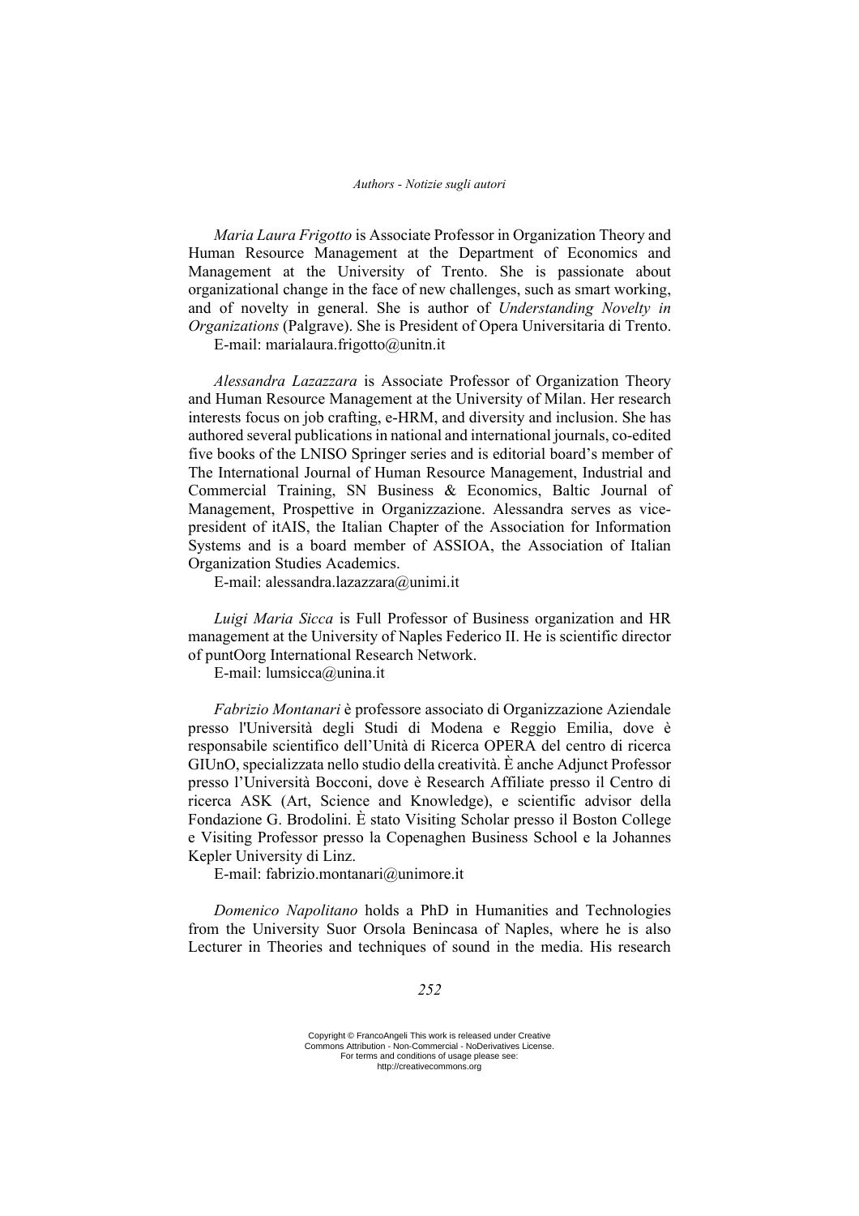*Maria Laura Frigotto* is Associate Professor in Organization Theory and Human Resource Management at the Department of Economics and Management at the University of Trento. She is passionate about organizational change in the face of new challenges, such as smart working, and of novelty in general. She is author of *Understanding Novelty in Organizations* (Palgrave). She is President of Opera Universitaria di Trento.
E-mail: marialaura.frigotto@unitn.it

*Alessandra Lazazzara* is Associate Professor of Organization Theory and Human Resource Management at the University of Milan. Her research interests focus on job crafting, e-HRM, and diversity and inclusion. She has authored several publications in national and international journals, co-edited five books of the LNISO Springer series and is editorial board's member of The International Journal of Human Resource Management, Industrial and Commercial Training, SN Business & Economics, Baltic Journal of Management, Prospettive in Organizzazione. Alessandra serves as vice-president of itAIS, the Italian Chapter of the Association for Information Systems and is a board member of ASSIOA, the Association of Italian Organization Studies Academics.
E-mail: alessandra.lazazzara@unimi.it

*Luigi Maria Sicca* is Full Professor of Business organization and HR management at the University of Naples Federico II. He is scientific director of puntOorg International Research Network.
E-mail: lumsicca@unina.it

*Fabrizio Montanari* è professore associato di Organizzazione Aziendale presso l'Università degli Studi di Modena e Reggio Emilia, dove è responsabile scientifico dell'Unità di Ricerca OPERA del centro di ricerca GIUnO, specializzata nello studio della creatività. È anche Adjunct Professor presso l'Università Bocconi, dove è Research Affiliate presso il Centro di ricerca ASK (Art, Science and Knowledge), e scientific advisor della Fondazione G. Brodolini. È stato Visiting Scholar presso il Boston College e Visiting Professor presso la Copenaghen Business School e la Johannes Kepler University di Linz.
E-mail: fabrizio.montanari@unimore.it

*Domenico Napolitano* holds a PhD in Humanities and Technologies from the University Suor Orsola Benincasa of Naples, where he is also Lecturer in Theories and techniques of sound in the media. His research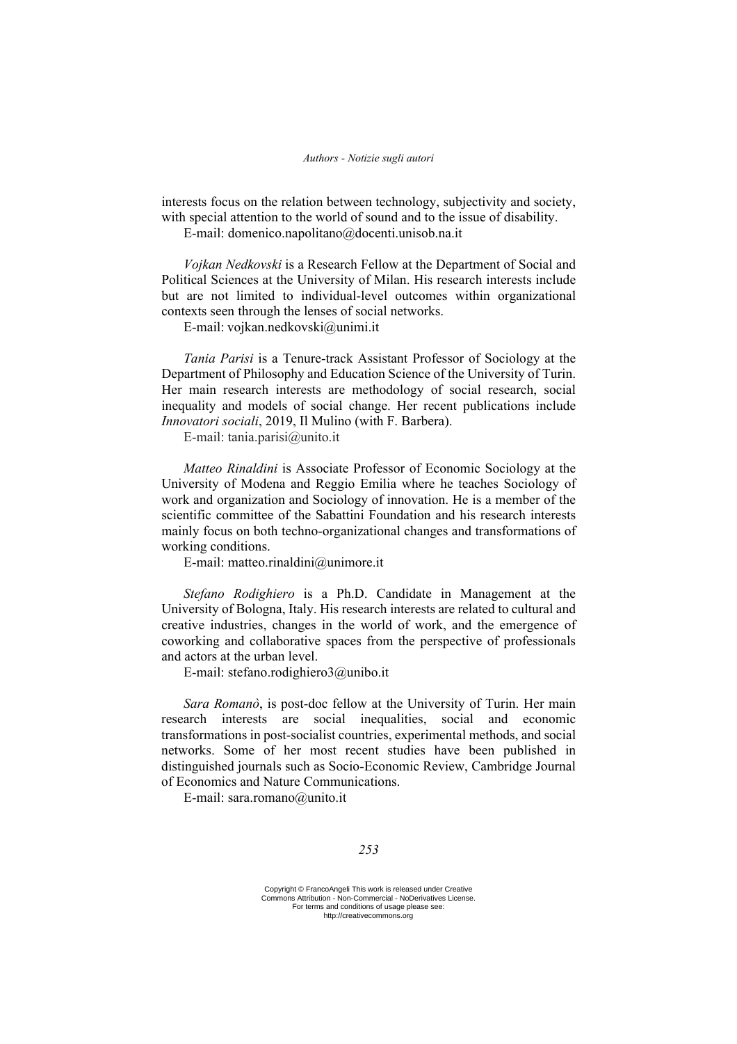interests focus on the relation between technology, subjectivity and society, with special attention to the world of sound and to the issue of disability.

E-mail: domenico.napolitano@docenti.unisob.na.it

*Vojkan Nedkovski* is a Research Fellow at the Department of Social and Political Sciences at the University of Milan. His research interests include but are not limited to individual-level outcomes within organizational contexts seen through the lenses of social networks.

E-mail: vojkan.nedkovski@unimi.it

*Tania Parisi* is a Tenure-track Assistant Professor of Sociology at the Department of Philosophy and Education Science of the University of Turin. Her main research interests are methodology of social research, social inequality and models of social change. Her recent publications include *Innovatori sociali*, 2019, Il Mulino (with F. Barbera).

E-mail: tania.parisi@unito.it

*Matteo Rinaldini* is Associate Professor of Economic Sociology at the University of Modena and Reggio Emilia where he teaches Sociology of work and organization and Sociology of innovation. He is a member of the scientific committee of the Sabattini Foundation and his research interests mainly focus on both techno-organizational changes and transformations of working conditions.

E-mail: matteo.rinaldini@unimore.it

*Stefano Rodighiero* is a Ph.D. Candidate in Management at the University of Bologna, Italy. His research interests are related to cultural and creative industries, changes in the world of work, and the emergence of coworking and collaborative spaces from the perspective of professionals and actors at the urban level.

E-mail: stefano.rodighiero3@unibo.it

*Sara Romanò*, is post-doc fellow at the University of Turin. Her main research interests are social inequalities, social and economic transformations in post-socialist countries, experimental methods, and social networks. Some of her most recent studies have been published in distinguished journals such as Socio-Economic Review, Cambridge Journal of Economics and Nature Communications.

E-mail: sara.romano@unito.it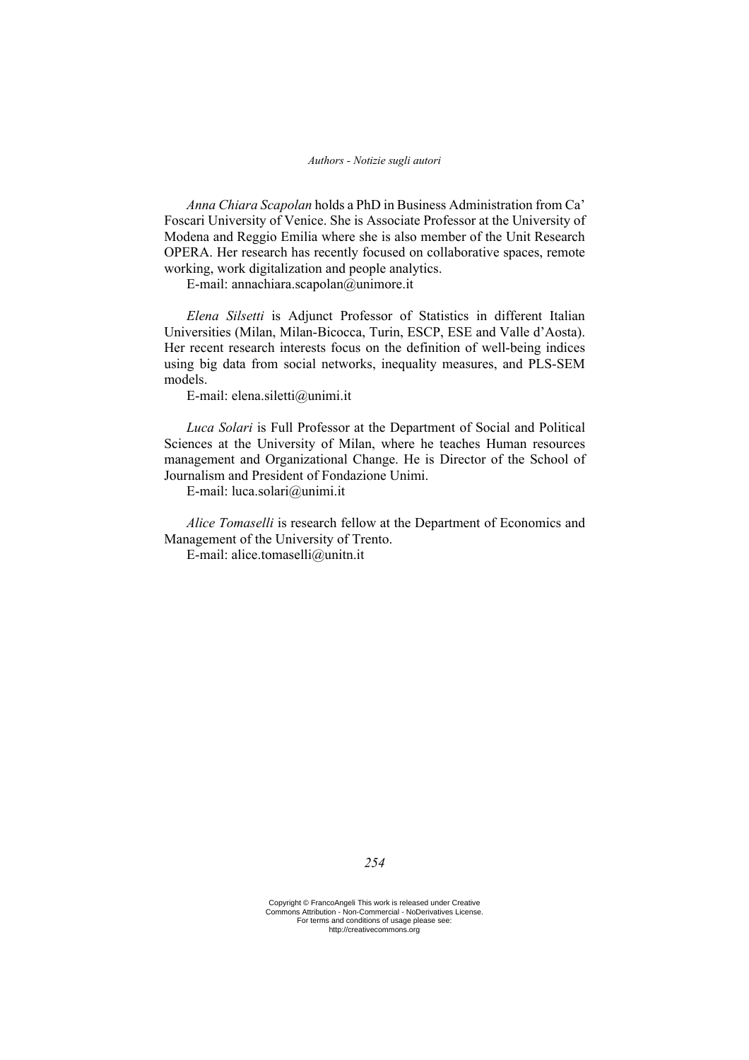*Anna Chiara Scapolan* holds a PhD in Business Administration from Ca' Foscari University of Venice. She is Associate Professor at the University of Modena and Reggio Emilia where she is also member of the Unit Research OPERA. Her research has recently focused on collaborative spaces, remote working, work digitalization and people analytics.

E-mail: annachiara.scapolan@unimore.it

*Elena Silsetti* is Adjunct Professor of Statistics in different Italian Universities (Milan, Milan-Bicocca, Turin, ESCP, ESE and Valle d'Aosta). Her recent research interests focus on the definition of well-being indices using big data from social networks, inequality measures, and PLS-SEM models.

E-mail: elena.siletti@unimi.it

*Luca Solari* is Full Professor at the Department of Social and Political Sciences at the University of Milan, where he teaches Human resources management and Organizational Change. He is Director of the School of Journalism and President of Fondazione Unimi.

E-mail: luca.solari@unimi.it

*Alice Tomaselli* is research fellow at the Department of Economics and Management of the University of Trento.

E-mail: alice.tomaselli@unitn.it

Copyright © FrancoAngeli This work is released under Creative Commons Attribution - Non-Commercial - NoDerivatives License. For terms and conditions of usage please see: http://creativecommons.org